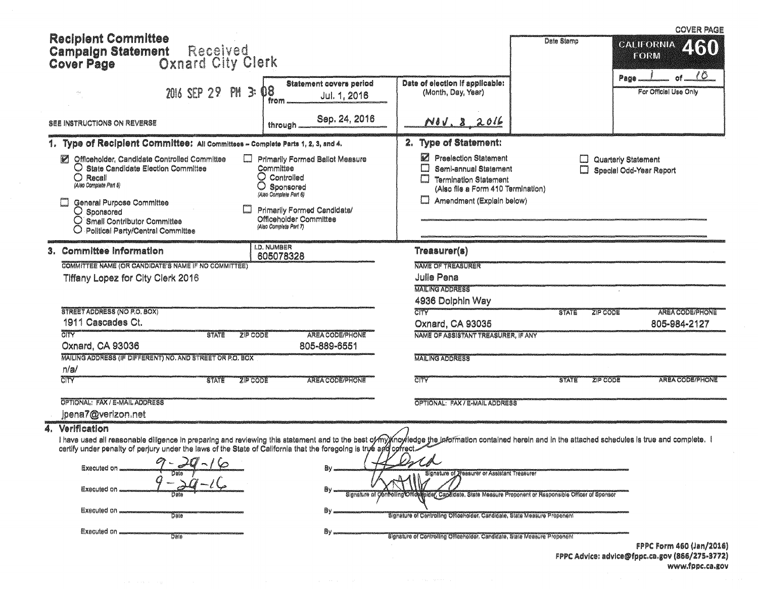# Recipient Committee Campaign Statement Cover Page

Received Oxnard City Clerk

2016 SEP 29 PM 3:08

SEE INSTRUCTIONS ON REVERSE

**Statement covers period**
from Jul. 1, 2016
through Sep. 24, 2016

**Date of election if applicable:** (Month, Day, Year)
NOV. 8, 2016

Date Stamp

**CALIFORNIA FORM 460**

COVER PAGE

Page 1 of 10

For Official Use Only

## 1. Type of Recipient Committee: All Committees – Complete Parts 1, 2, 3, and 4.

- [x] Officeholder, Candidate Controlled Committee
  - ○ State Candidate Election Committee
  - ○ Recall (Also Complete Part 5)
- [ ] General Purpose Committee
  - ○ Sponsored
  - ○ Small Contributor Committee
  - ○ Political Party/Central Committee
- [ ] Primarily Formed Ballot Measure Committee
  - ○ Controlled
  - ○ Sponsored (Also Complete Part 6)
- [ ] Primarily Formed Candidate/Officeholder Committee (Also Complete Part 7)

## 2. Type of Statement:

- [x] Preelection Statement
- [ ] Semi-annual Statement
- [ ] Termination Statement (Also file a Form 410 Termination)
- [ ] Amendment (Explain below)
- [ ] Quarterly Statement
- [ ] Special Odd-Year Report

## 3. Committee Information

I.D. NUMBER: 605078328

COMMITTEE NAME (OR CANDIDATE'S NAME IF NO COMMITTEE): Tiffany Lopez for City Clerk 2016

STREET ADDRESS (NO P.O. BOX): 1911 Cascades Ct.

CITY / STATE / ZIP CODE: Oxnard, CA 93036 — AREA CODE/PHONE: 805-889-6551

MAILING ADDRESS (IF DIFFERENT) NO. AND STREET OR P.O. BOX: n/a/

CITY / STATE / ZIP CODE / AREA CODE/PHONE:

OPTIONAL: FAX / E-MAIL ADDRESS: jpena7@verizon.net

### Treasurer(s)

NAME OF TREASURER: Julie Pena

MAILING ADDRESS: 4936 Dolphin Way

CITY / STATE / ZIP CODE: Oxnard, CA 93035 — AREA CODE/PHONE: 805-984-2127

NAME OF ASSISTANT TREASURER, IF ANY:

MAILING ADDRESS:

CITY / STATE / ZIP CODE / AREA CODE/PHONE:

OPTIONAL: FAX / E-MAIL ADDRESS:

## 4. Verification

I have used all reasonable diligence in preparing and reviewing this statement and to the best of my knowledge the information contained herein and in the attached schedules is true and complete. I certify under penalty of perjury under the laws of the State of California that the foregoing is true and correct.

Executed on 9-29-16 (Date) By [signature] — Signature of Treasurer or Assistant Treasurer

Executed on 9-29-16 (Date) By [signature] — Signature of Controlling Officeholder, Candidate, State Measure Proponent or Responsible Officer of Sponsor

Executed on ______ (Date) By ______ — Signature of Controlling Officeholder, Candidate, State Measure Proponent

Executed on ______ (Date) By ______ — Signature of Controlling Officeholder, Candidate, State Measure Proponent

FPPC Form 460 (Jan/2016)
FPPC Advice: advice@fppc.ca.gov (866/275-3772)
www.fppc.ca.gov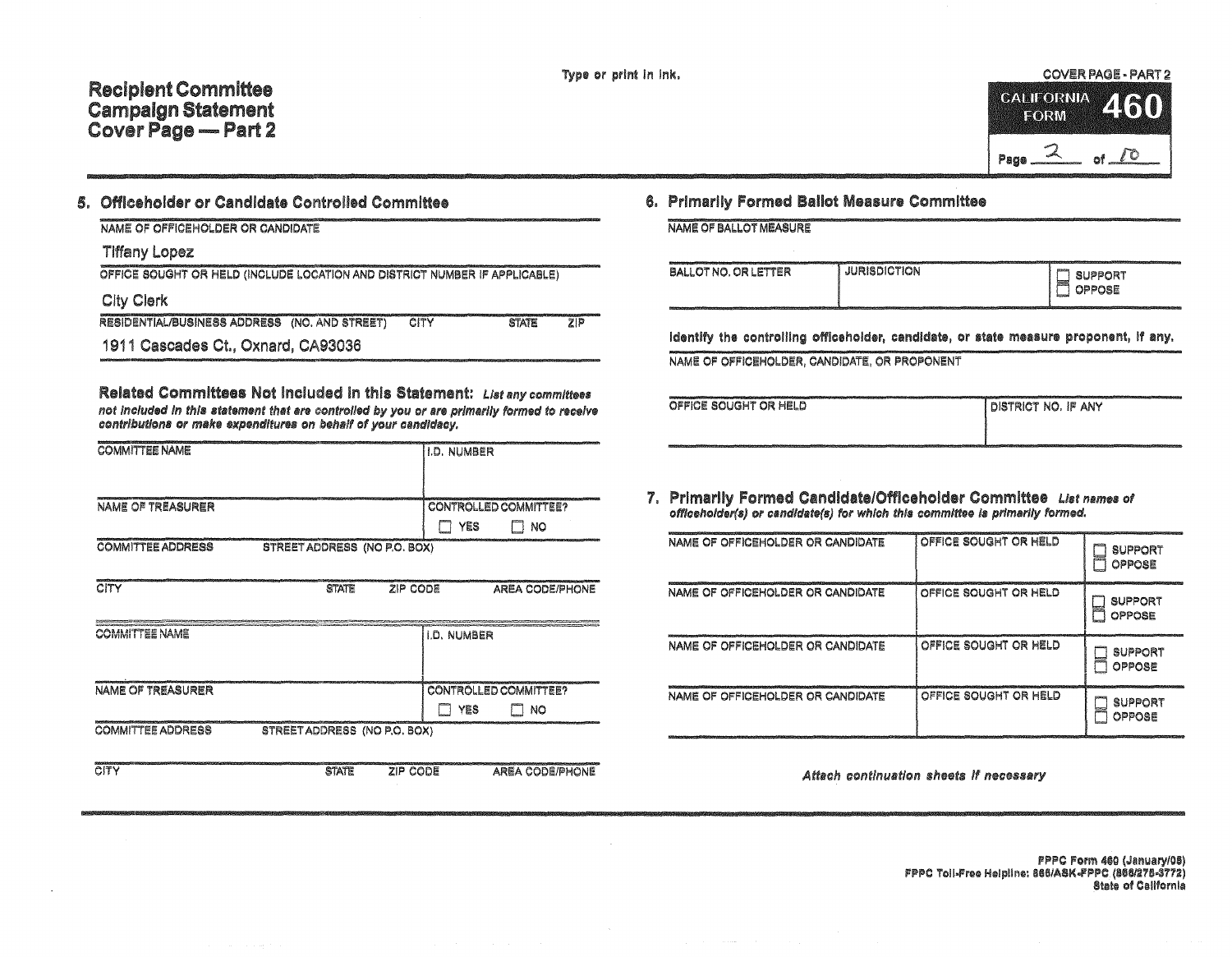# Recipient Committee Campaign Statement Cover Page — Part 2

Type or print in ink.

COVER PAGE - PART 2

CALIFORNIA FORM **460**

Page 2 of 10

## 5. Officeholder or Candidate Controlled Committee

NAME OF OFFICEHOLDER OR CANDIDATE

Tiffany Lopez

OFFICE SOUGHT OR HELD (INCLUDE LOCATION AND DISTRICT NUMBER IF APPLICABLE)

City Clerk

RESIDENTIAL/BUSINESS ADDRESS (NO. AND STREET) CITY STATE ZIP

1911 Cascades Ct., Oxnard, CA93036

### Related Committees Not Included in this Statement:

*List any committees not included in this statement that are controlled by you or are primarily formed to receive contributions or make expenditures on behalf of your candidacy.*

| COMMITTEE NAME | | | I.D. NUMBER |
|---|---|---|---|
| NAME OF TREASURER | | | CONTROLLED COMMITTEE? ☐ YES ☐ NO |
| COMMITTEE ADDRESS | STREET ADDRESS (NO P.O. BOX) | | |
| CITY | STATE | ZIP CODE | AREA CODE/PHONE |

| COMMITTEE NAME | | | I.D. NUMBER |
|---|---|---|---|
| NAME OF TREASURER | | | CONTROLLED COMMITTEE? ☐ YES ☐ NO |
| COMMITTEE ADDRESS | STREET ADDRESS (NO P.O. BOX) | | |
| CITY | STATE | ZIP CODE | AREA CODE/PHONE |

## 6. Primarily Formed Ballot Measure Committee

NAME OF BALLOT MEASURE

| BALLOT NO. OR LETTER | JURISDICTION | ☐ SUPPORT ☐ OPPOSE |
|---|---|---|

**Identify the controlling officeholder, candidate, or state measure proponent, if any.**

NAME OF OFFICEHOLDER, CANDIDATE, OR PROPONENT

| OFFICE SOUGHT OR HELD | DISTRICT NO. IF ANY |
|---|---|

## 7. Primarily Formed Candidate/Officeholder Committee

*List names of officeholder(s) or candidate(s) for which this committee is primarily formed.*

| NAME OF OFFICEHOLDER OR CANDIDATE | OFFICE SOUGHT OR HELD | ☐ SUPPORT ☐ OPPOSE |
|---|---|---|
| NAME OF OFFICEHOLDER OR CANDIDATE | OFFICE SOUGHT OR HELD | ☐ SUPPORT ☐ OPPOSE |
| NAME OF OFFICEHOLDER OR CANDIDATE | OFFICE SOUGHT OR HELD | ☐ SUPPORT ☐ OPPOSE |
| NAME OF OFFICEHOLDER OR CANDIDATE | OFFICE SOUGHT OR HELD | ☐ SUPPORT ☐ OPPOSE |

*Attach continuation sheets if necessary*

FPPC Form 460 (January/05)
FPPC Toll-Free Helpline: 866/ASK-FPPC (866/275-3772)
State of California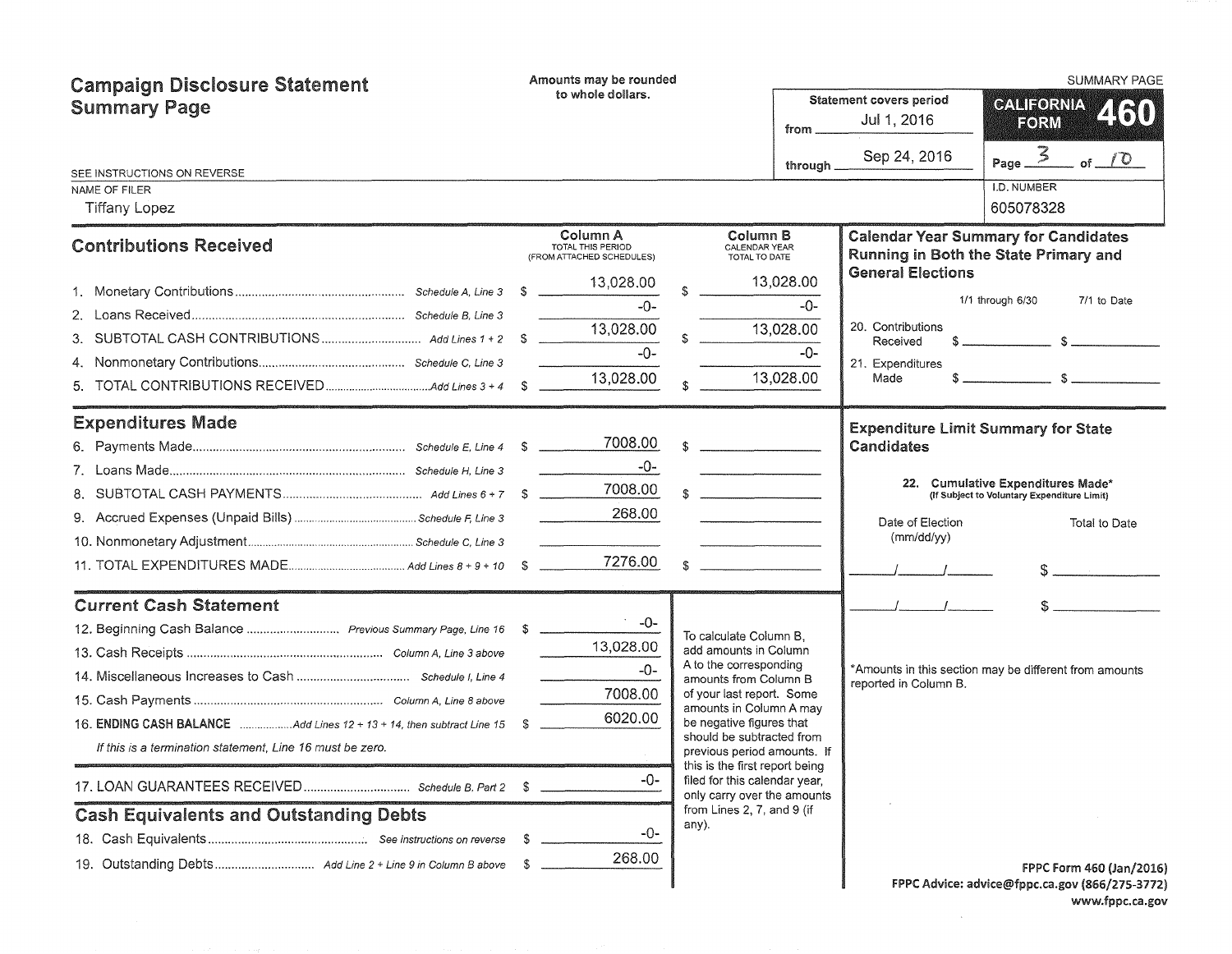# Campaign Disclosure Statement Summary Page

Amounts may be rounded to whole dollars.

SUMMARY PAGE

**CALIFORNIA FORM 460**

Statement covers period from Jul 1, 2016 through Sep 24, 2016

Page 3 of 10

SEE INSTRUCTIONS ON REVERSE

NAME OF FILER: Tiffany Lopez

I.D. NUMBER: 605078328

## Contributions Received

| | | Column A TOTAL THIS PERIOD (FROM ATTACHED SCHEDULES) | Column B CALENDAR YEAR TOTAL TO DATE |
|---|---|---|---|
| 1. Monetary Contributions | Schedule A, Line 3 | $ 13,028.00 | $ 13,028.00 |
| 2. Loans Received | Schedule B, Line 3 | -0- | -0- |
| 3. SUBTOTAL CASH CONTRIBUTIONS | Add Lines 1 + 2 | $ 13,028.00 | $ 13,028.00 |
| 4. Nonmonetary Contributions | Schedule C, Line 3 | -0- | -0- |
| 5. TOTAL CONTRIBUTIONS RECEIVED | Add Lines 3 + 4 | $ 13,028.00 | $ 13,028.00 |

## Expenditures Made

| | | Column A | Column B |
|---|---|---|---|
| 6. Payments Made | Schedule E, Line 4 | $ 7008.00 | $ |
| 7. Loans Made | Schedule H, Line 3 | -0- | |
| 8. SUBTOTAL CASH PAYMENTS | Add Lines 6 + 7 | $ 7008.00 | $ |
| 9. Accrued Expenses (Unpaid Bills) | Schedule F, Line 3 | 268.00 | |
| 10. Nonmonetary Adjustment | Schedule C, Line 3 | | |
| 11. TOTAL EXPENDITURES MADE | Add Lines 8 + 9 + 10 | $ 7276.00 | $ |

## Current Cash Statement

| | | |
|---|---|---|
| 12. Beginning Cash Balance | Previous Summary Page, Line 16 | $ -0- |
| 13. Cash Receipts | Column A, Line 3 above | 13,028.00 |
| 14. Miscellaneous Increases to Cash | Schedule I, Line 4 | -0- |
| 15. Cash Payments | Column A, Line 8 above | 7008.00 |
| 16. **ENDING CASH BALANCE** | Add Lines 12 + 13 + 14, then subtract Line 15 | $ 6020.00 |

*If this is a termination statement, Line 16 must be zero.*

| | | |
|---|---|---|
| 17. LOAN GUARANTEES RECEIVED | Schedule B, Part 2 | $ -0- |

## Cash Equivalents and Outstanding Debts

| | | |
|---|---|---|
| 18. Cash Equivalents | See instructions on reverse | $ -0- |
| 19. Outstanding Debts | Add Line 2 + Line 9 in Column B above | $ 268.00 |

To calculate Column B, add amounts in Column A to the corresponding amounts from Column B of your last report. Some amounts in Column A may be negative figures that should be subtracted from previous period amounts. If this is the first report being filed for this calendar year, only carry over the amounts from Lines 2, 7, and 9 (if any).

## Calendar Year Summary for Candidates Running in Both the State Primary and General Elections

| | 1/1 through 6/30 | 7/1 to Date |
|---|---|---|
| 20. Contributions Received | $ | $ |
| 21. Expenditures Made | $ | $ |

## Expenditure Limit Summary for State Candidates

22. Cumulative Expenditures Made* (If Subject to Voluntary Expenditure Limit)

| Date of Election (mm/dd/yy) | Total to Date |
|---|---|
| / / | $ |
| / / | $ |

*Amounts in this section may be different from amounts reported in Column B.

FPPC Form 460 (Jan/2016)
FPPC Advice: advice@fppc.ca.gov (866/275-3772)
www.fppc.ca.gov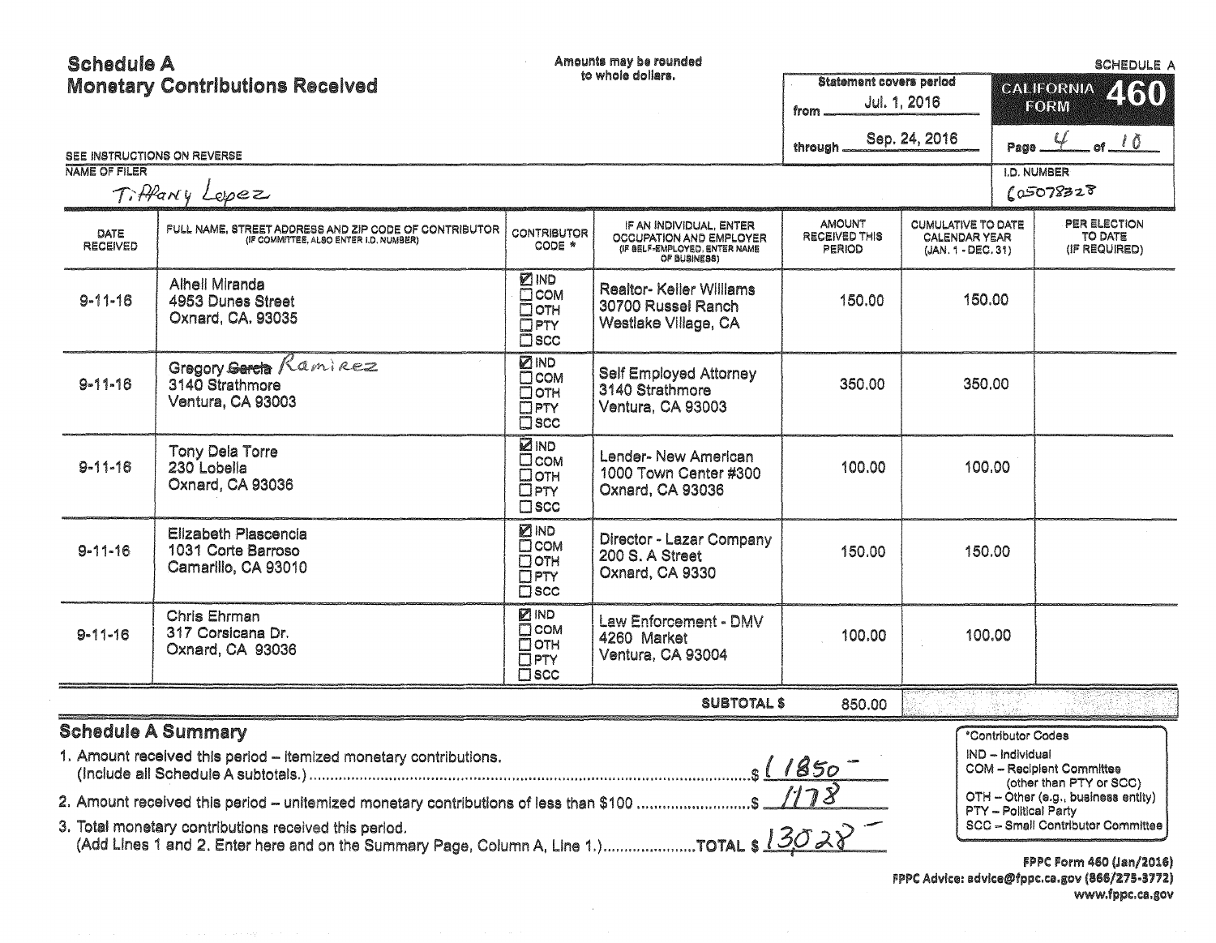# Schedule A
## Monetary Contributions Received

Amounts may be rounded to whole dollars.

SCHEDULE A

Statement covers period
from Jul. 1, 2016
through Sep. 24, 2016

CALIFORNIA FORM **460**

Page 4 of 10

SEE INSTRUCTIONS ON REVERSE

NAME OF FILER: Tiffany Lopez

I.D. NUMBER: 605078328

| DATE RECEIVED | FULL NAME, STREET ADDRESS AND ZIP CODE OF CONTRIBUTOR (IF COMMITTEE, ALSO ENTER I.D. NUMBER) | CONTRIBUTOR CODE * | IF AN INDIVIDUAL, ENTER OCCUPATION AND EMPLOYER (IF SELF-EMPLOYED, ENTER NAME OF BUSINESS) | AMOUNT RECEIVED THIS PERIOD | CUMULATIVE TO DATE CALENDAR YEAR (JAN. 1 - DEC. 31) | PER ELECTION TO DATE (IF REQUIRED) |
|---|---|---|---|---|---|---|
| 9-11-16 | Alheli Miranda<br>4953 Dunes Street<br>Oxnard, CA. 93035 | ☑ IND ☐ COM ☐ OTH ☐ PTY ☐ SCC | Realtor- Keller Williams<br>30700 Russel Ranch<br>Westlake Village, CA | 150.00 | 150.00 | |
| 9-11-16 | Gregory ~~Garcia~~ Ramirez<br>3140 Strathmore<br>Ventura, CA 93003 | ☑ IND ☐ COM ☐ OTH ☐ PTY ☐ SCC | Self Employed Attorney<br>3140 Strathmore<br>Ventura, CA 93003 | 350.00 | 350.00 | |
| 9-11-16 | Tony Dela Torre<br>230 Lobelia<br>Oxnard, CA 93036 | ☑ IND ☐ COM ☐ OTH ☐ PTY ☐ SCC | Lender- New American<br>1000 Town Center #300<br>Oxnard, CA 93036 | 100.00 | 100.00 | |
| 9-11-16 | Elizabeth Plascencia<br>1031 Corte Barroso<br>Camarillo, CA 93010 | ☑ IND ☐ COM ☐ OTH ☐ PTY ☐ SCC | Director - Lazar Company<br>200 S. A Street<br>Oxnard, CA 9330 | 150.00 | 150.00 | |
| 9-11-16 | Chris Ehrman<br>317 Corsicana Dr.<br>Oxnard, CA 93036 | ☑ IND ☐ COM ☐ OTH ☐ PTY ☐ SCC | Law Enforcement - DMV<br>4260 Market<br>Ventura, CA 93004 | 100.00 | 100.00 | |
| | | | **SUBTOTAL $** | 850.00 | | |

### Schedule A Summary

1. Amount received this period – itemized monetary contributions. (Include all Schedule A subtotals.) ........ $ 11850
2. Amount received this period – unitemized monetary contributions of less than $100 ........ $ 1178
3. Total monetary contributions received this period. (Add Lines 1 and 2. Enter here and on the Summary Page, Column A, Line 1.) ........ TOTAL $ 13028

*Contributor Codes
- IND – Individual
- COM – Recipient Committee (other than PTY or SCC)
- OTH – Other (e.g., business entity)
- PTY – Political Party
- SCC – Small Contributor Committee

FPPC Form 460 (Jan/2016)
FPPC Advice: advice@fppc.ca.gov (866/275-3772)
www.fppc.ca.gov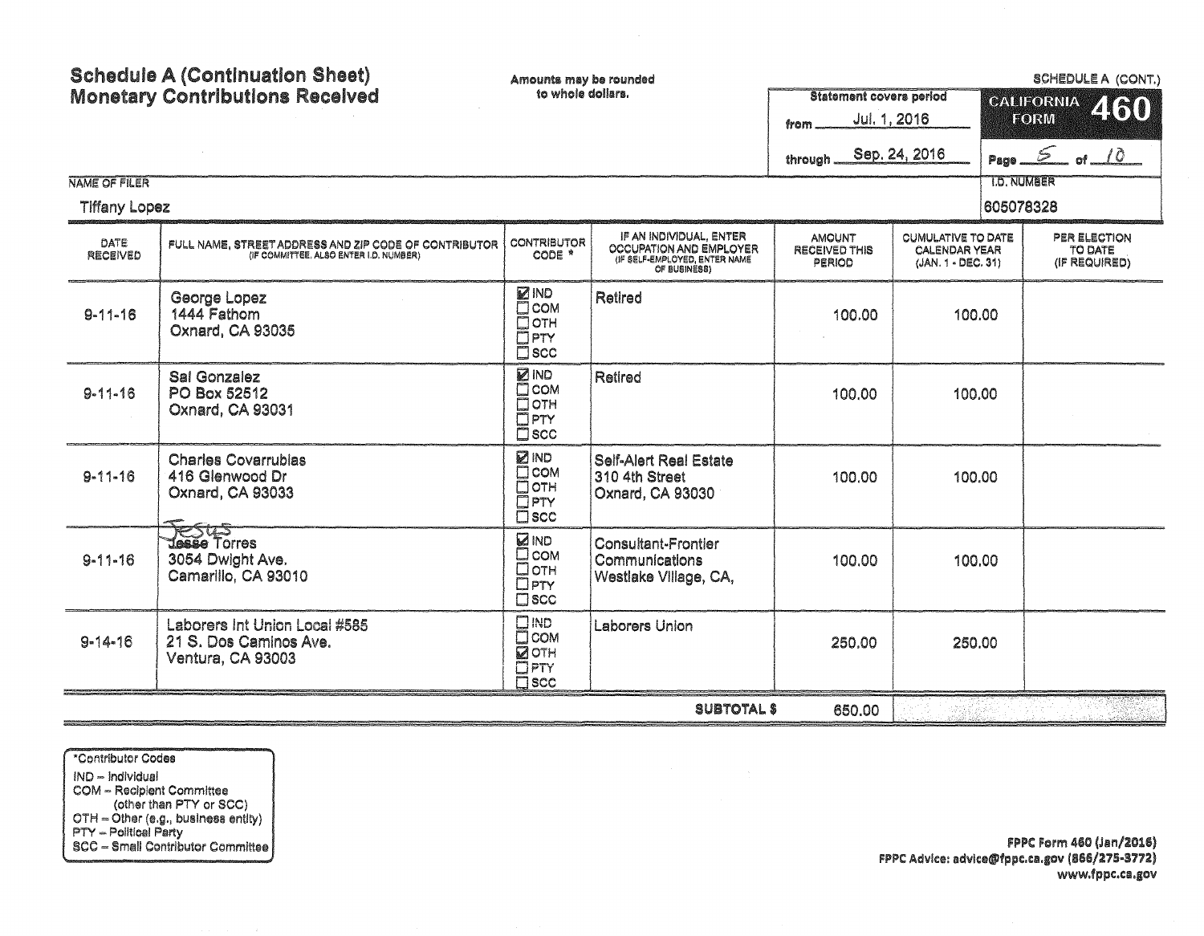# Schedule A (Continuation Sheet)
# Monetary Contributions Received

Amounts may be rounded to whole dollars.

SCHEDULE A (CONT.)

CALIFORNIA FORM **460**

Statement covers period
from Jul. 1, 2016
through Sep. 24, 2016

Page 5 of 10

NAME OF FILER: Tiffany Lopez

I.D. NUMBER: 605078328

| DATE RECEIVED | FULL NAME, STREET ADDRESS AND ZIP CODE OF CONTRIBUTOR (IF COMMITTEE, ALSO ENTER I.D. NUMBER) | CONTRIBUTOR CODE * | IF AN INDIVIDUAL, ENTER OCCUPATION AND EMPLOYER (IF SELF-EMPLOYED, ENTER NAME OF BUSINESS) | AMOUNT RECEIVED THIS PERIOD | CUMULATIVE TO DATE CALENDAR YEAR (JAN. 1 - DEC. 31) | PER ELECTION TO DATE (IF REQUIRED) |
|---|---|---|---|---|---|---|
| 9-11-16 | George Lopez<br>1444 Fathom<br>Oxnard, CA 93035 | ☑ IND<br>☐ COM<br>☐ OTH<br>☐ PTY<br>☐ SCC | Retired | 100.00 | 100.00 | |
| 9-11-16 | Sal Gonzalez<br>PO Box 52512<br>Oxnard, CA 93031 | ☑ IND<br>☐ COM<br>☐ OTH<br>☐ PTY<br>☐ SCC | Retired | 100.00 | 100.00 | |
| 9-11-16 | Charles Covarrubias<br>416 Glenwood Dr<br>Oxnard, CA 93033 | ☑ IND<br>☐ COM<br>☐ OTH<br>☐ PTY<br>☐ SCC | Self-Alert Real Estate<br>310 4th Street<br>Oxnard, CA 93030 | 100.00 | 100.00 | |
| 9-11-16 | ~~Jesse~~ Jesus Torres<br>3054 Dwight Ave.<br>Camarillo, CA 93010 | ☑ IND<br>☐ COM<br>☐ OTH<br>☐ PTY<br>☐ SCC | Consultant-Frontier Communications<br>Westlake Village, CA, | 100.00 | 100.00 | |
| 9-14-16 | Laborers Int Union Local #585<br>21 S. Dos Caminos Ave.<br>Ventura, CA 93003 | ☐ IND<br>☐ COM<br>☑ OTH<br>☐ PTY<br>☐ SCC | Laborers Union | 250.00 | 250.00 | |
| | | | **SUBTOTAL $** | 650.00 | | |

*Contributor Codes
IND – Individual
COM – Recipient Committee (other than PTY or SCC)
OTH – Other (e.g., business entity)
PTY – Political Party
SCC – Small Contributor Committee

FPPC Form 460 (Jan/2016)
FPPC Advice: advice@fppc.ca.gov (866/275-3772)
www.fppc.ca.gov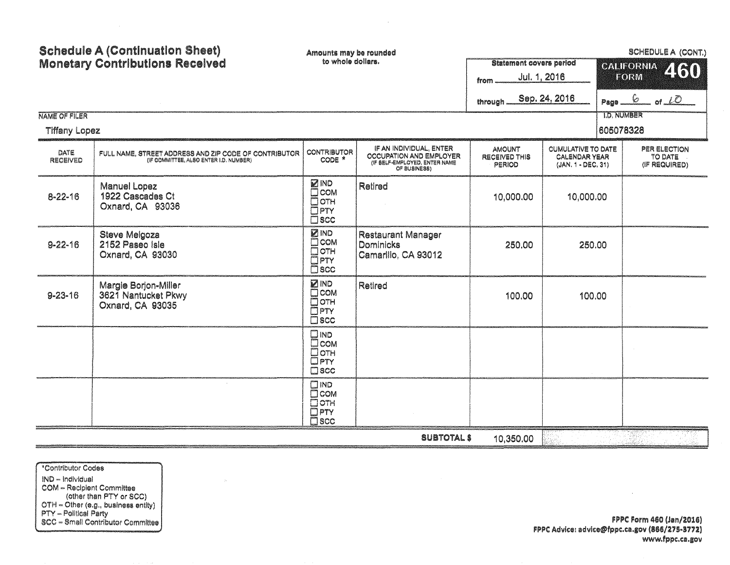## Schedule A (Continuation Sheet)
## Monetary Contributions Received

Amounts may be rounded to whole dollars.

SCHEDULE A (CONT.)

**CALIFORNIA FORM 460**

Statement covers period
from Jul. 1, 2016
through Sep. 24, 2016

Page 6 of 10

NAME OF FILER: Tiffany Lopez

I.D. NUMBER: 605078328

| DATE RECEIVED | FULL NAME, STREET ADDRESS AND ZIP CODE OF CONTRIBUTOR (IF COMMITTEE, ALSO ENTER I.D. NUMBER) | CONTRIBUTOR CODE * | IF AN INDIVIDUAL, ENTER OCCUPATION AND EMPLOYER (IF SELF-EMPLOYED, ENTER NAME OF BUSINESS) | AMOUNT RECEIVED THIS PERIOD | CUMULATIVE TO DATE CALENDAR YEAR (JAN. 1 - DEC. 31) | PER ELECTION TO DATE (IF REQUIRED) |
|---|---|---|---|---|---|---|
| 8-22-16 | Manuel Lopez<br>1922 Cascades Ct<br>Oxnard, CA 93036 | ☑ IND<br>☐ COM<br>☐ OTH<br>☐ PTY<br>☐ SCC | Retired | 10,000.00 | 10,000.00 | |
| 9-22-16 | Steve Melgoza<br>2152 Paseo Isle<br>Oxnard, CA 93030 | ☑ IND<br>☐ COM<br>☐ OTH<br>☐ PTY<br>☐ SCC | Restaurant Manager<br>Dominicks<br>Camarillo, CA 93012 | 250.00 | 250.00 | |
| 9-23-16 | Margie Borjon-Miller<br>3621 Nantucket Pkwy<br>Oxnard, CA 93035 | ☑ IND<br>☐ COM<br>☐ OTH<br>☐ PTY<br>☐ SCC | Retired | 100.00 | 100.00 | |
| | | ☐ IND<br>☐ COM<br>☐ OTH<br>☐ PTY<br>☐ SCC | | | | |
| | | ☐ IND<br>☐ COM<br>☐ OTH<br>☐ PTY<br>☐ SCC | | | | |
| | | | SUBTOTAL $ | 10,350.00 | | |

*Contributor Codes
IND – Individual
COM – Recipient Committee (other than PTY or SCC)
OTH – Other (e.g., business entity)
PTY – Political Party
SCC – Small Contributor Committee

FPPC Form 460 (Jan/2016)
FPPC Advice: advice@fppc.ca.gov (866/275-3772)
www.fppc.ca.gov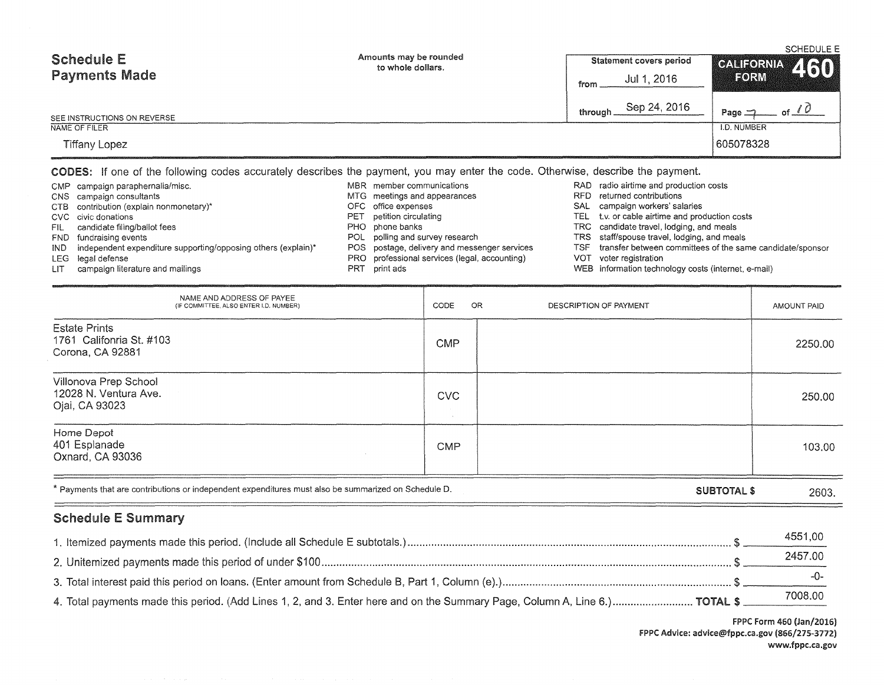# Schedule E
## Payments Made

Amounts may be rounded to whole dollars.

SCHEDULE E

Statement covers period from Jul 1, 2016 through Sep 24, 2016

**CALIFORNIA FORM 460**

Page 7 of 10

SEE INSTRUCTIONS ON REVERSE

NAME OF FILER: Tiffany Lopez

I.D. NUMBER: 605078328

**CODES:** If one of the following codes accurately describes the payment, you may enter the code. Otherwise, describe the payment.

- CMP campaign paraphernalia/misc.
- CNS campaign consultants
- CTB contribution (explain nonmonetary)*
- CVC civic donations
- FIL candidate filing/ballot fees
- FND fundraising events
- IND independent expenditure supporting/opposing others (explain)*
- LEG legal defense
- LIT campaign literature and mailings
- MBR member communications
- MTG meetings and appearances
- OFC office expenses
- PET petition circulating
- PHO phone banks
- POL polling and survey research
- POS postage, delivery and messenger services
- PRO professional services (legal, accounting)
- PRT print ads
- RAD radio airtime and production costs
- RFD returned contributions
- SAL campaign workers' salaries
- TEL t.v. or cable airtime and production costs
- TRC candidate travel, lodging, and meals
- TRS staff/spouse travel, lodging, and meals
- TSF transfer between committees of the same candidate/sponsor
- VOT voter registration
- WEB information technology costs (internet, e-mail)

| NAME AND ADDRESS OF PAYEE (IF COMMITTEE, ALSO ENTER I.D. NUMBER) | CODE | OR DESCRIPTION OF PAYMENT | AMOUNT PAID |
|---|---|---|---|
| Estate Prints<br>1761 Califonria St. #103<br>Corona, CA 92881 | CMP | | 2250.00 |
| Villonova Prep School<br>12028 N. Ventura Ave.<br>Ojai, CA 93023 | CVC | | 250.00 |
| Home Depot<br>401 Esplanade<br>Oxnard, CA 93036 | CMP | | 103.00 |

\* Payments that are contributions or independent expenditures must also be summarized on Schedule D.

**SUBTOTAL $** 2603.

## Schedule E Summary

1. Itemized payments made this period. (Include all Schedule E subtotals.) $ 4551,00
2. Unitemized payments made this period of under $100 $ 2457.00
3. Total interest paid this period on loans. (Enter amount from Schedule B, Part 1, Column (e).) $ -0-
4. Total payments made this period. (Add Lines 1, 2, and 3. Enter here and on the Summary Page, Column A, Line 6.) **TOTAL $** 7008.00

FPPC Form 460 (Jan/2016)
FPPC Advice: advice@fppc.ca.gov (866/275-3772)
www.fppc.ca.gov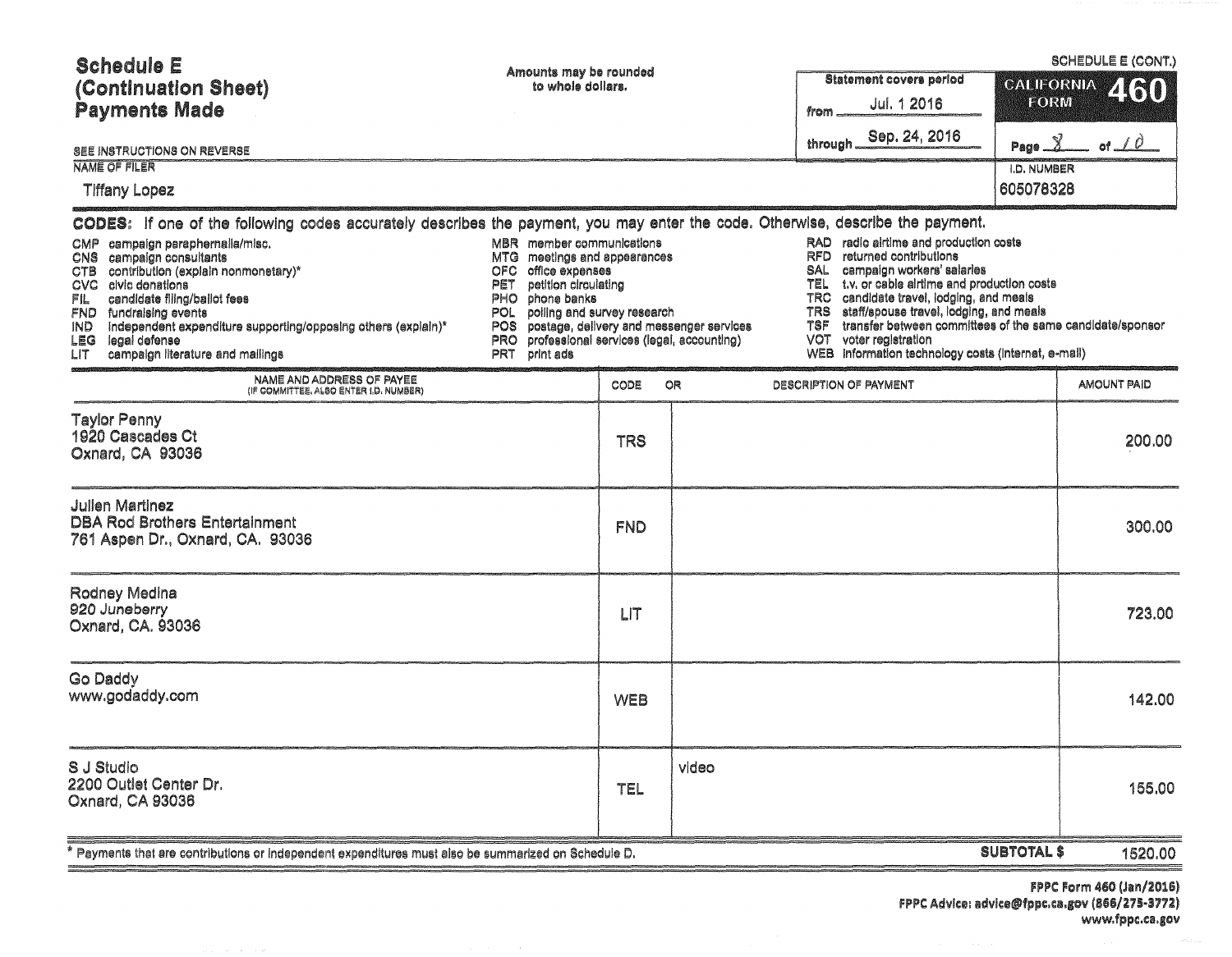# Schedule E (Continuation Sheet) Payments Made

SEE INSTRUCTIONS ON REVERSE

Amounts may be rounded to whole dollars.

SCHEDULE E (CONT.)

**CALIFORNIA FORM 460**

Statement covers period from Jul. 1 2016 through Sep. 24, 2016

Page 8 of 10

NAME OF FILER: Tiffany Lopez

I.D. NUMBER: 605078328

**CODES:** If one of the following codes accurately describes the payment, you may enter the code. Otherwise, describe the payment.

- CMP campaign paraphernalia/misc.
- CNS campaign consultants
- CTB contribution (explain nonmonetary)*
- CVC civic donations
- FIL candidate filing/ballot fees
- FND fundraising events
- IND independent expenditure supporting/opposing others (explain)*
- LEG legal defense
- LIT campaign literature and mailings
- MBR member communications
- MTG meetings and appearances
- OFC office expenses
- PET petition circulating
- PHO phone banks
- POL polling and survey research
- POS postage, delivery and messenger services
- PRO professional services (legal, accounting)
- PRT print ads
- RAD radio airtime and production costs
- RFD returned contributions
- SAL campaign workers' salaries
- TEL t.v. or cable airtime and production costs
- TRC candidate travel, lodging, and meals
- TRS staff/spouse travel, lodging, and meals
- TSF transfer between committees of the same candidate/sponsor
- VOT voter registration
- WEB information technology costs (internet, e-mail)

| NAME AND ADDRESS OF PAYEE (IF COMMITTEE, ALSO ENTER I.D. NUMBER) | CODE | OR DESCRIPTION OF PAYMENT | AMOUNT PAID |
|---|---|---|---|
| Taylor Penny<br>1920 Cascades Ct<br>Oxnard, CA 93036 | TRS | | 200.00 |
| Julien Martinez<br>DBA Rod Brothers Entertainment<br>761 Aspen Dr., Oxnard, CA. 93036 | FND | | 300.00 |
| Rodney Medina<br>920 Juneberry<br>Oxnard, CA. 93036 | LIT | | 723.00 |
| Go Daddy<br>www.godaddy.com | WEB | | 142.00 |
| S J Studio<br>2200 Outlet Center Dr.<br>Oxnard, CA 93036 | TEL | video | 155.00 |

\* Payments that are contributions or independent expenditures must also be summarized on Schedule D.

**SUBTOTAL $** 1520.00

FPPC Form 460 (Jan/2016)
FPPC Advice: advice@fppc.ca.gov (866/275-3772)
www.fppc.ca.gov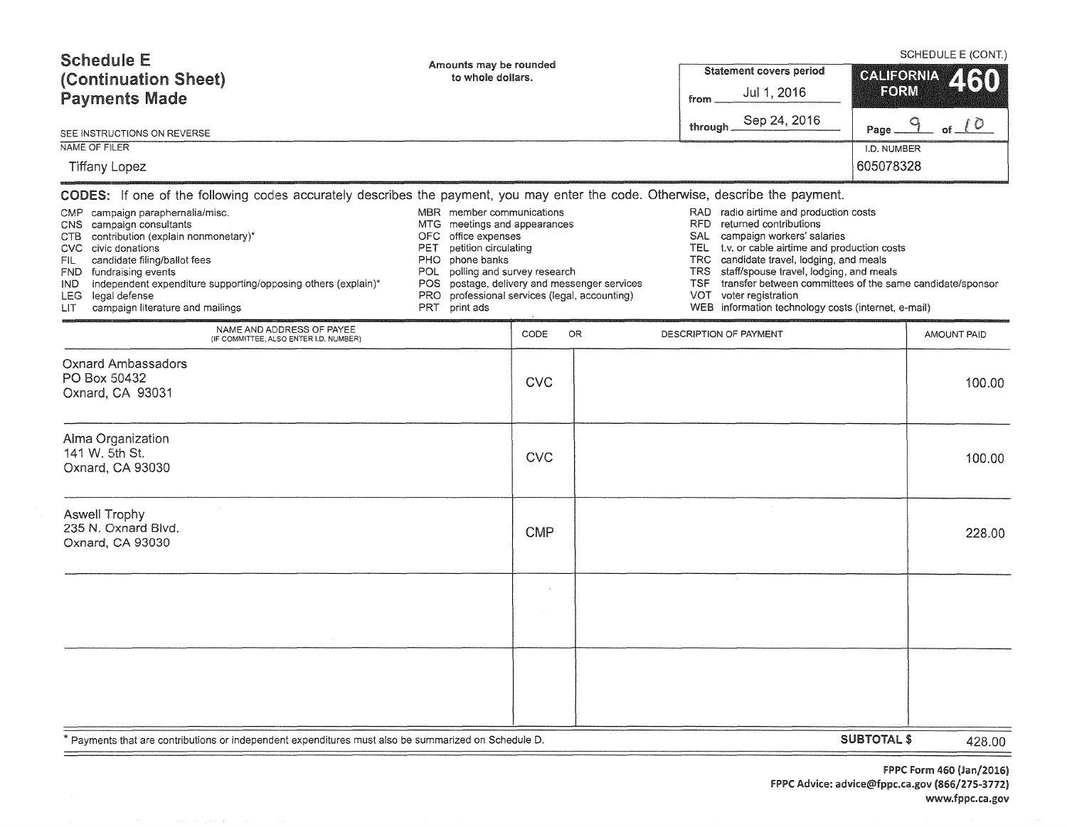# Schedule E (Continuation Sheet) Payments Made

SCHEDULE E (CONT.)

Amounts may be rounded to whole dollars.

| Statement covers period | |
|---|---|
| from | Jul 1, 2016 |
| through | Sep 24, 2016 |

**CALIFORNIA FORM 460**

SEE INSTRUCTIONS ON REVERSE

NAME OF FILER: Tiffany Lopez

I.D. NUMBER: 605078328

**CODES:** If one of the following codes accurately describes the payment, you may enter the code. Otherwise, describe the payment.

- CMP campaign paraphernalia/misc.
- CNS campaign consultants
- CTB contribution (explain nonmonetary)*
- CVC civic donations
- FIL candidate filing/ballot fees
- FND fundraising events
- IND independent expenditure supporting/opposing others (explain)*
- LEG legal defense
- LIT campaign literature and mailings
- MBR member communications
- MTG meetings and appearances
- OFC office expenses
- PET petition circulating
- PHO phone banks
- POL polling and survey research
- POS postage, delivery and messenger services
- PRO professional services (legal, accounting)
- PRT print ads
- RAD radio airtime and production costs
- RFD returned contributions
- SAL campaign workers' salaries
- TEL t.v. or cable airtime and production costs
- TRC candidate travel, lodging, and meals
- TRS staff/spouse travel, lodging, and meals
- TSF transfer between committees of the same candidate/sponsor
- VOT voter registration
- WEB information technology costs (internet, e-mail)

| NAME AND ADDRESS OF PAYEE (IF COMMITTEE, ALSO ENTER I.D. NUMBER) | CODE | OR DESCRIPTION OF PAYMENT | AMOUNT PAID |
|---|---|---|---|
| Oxnard Ambassadors<br>PO Box 50432<br>Oxnard, CA 93031 | CVC | | 100.00 |
| Alma Organization<br>141 W. 5th St.<br>Oxnard, CA 93030 | CVC | | 100.00 |
| Aswell Trophy<br>235 N. Oxnard Blvd.<br>Oxnard, CA 93030 | CMP | | 228.00 |
| | | | |
| | | | |

\* Payments that are contributions or independent expenditures must also be summarized on Schedule D.

**SUBTOTAL $** 428.00

FPPC Form 460 (Jan/2016)
FPPC Advice: advice@fppc.ca.gov (866/275-3772)
www.fppc.ca.gov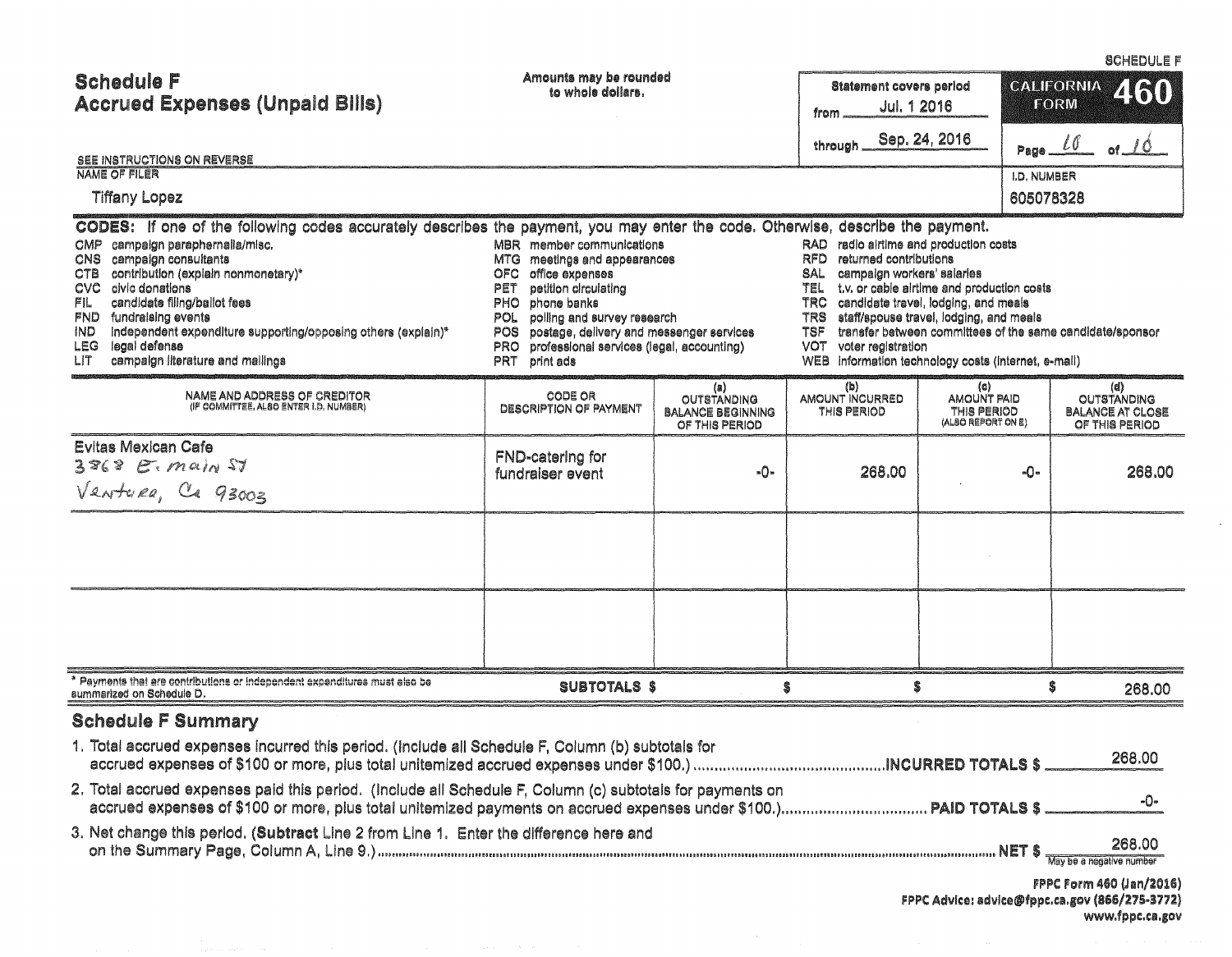SCHEDULE F

# Schedule F
# Accrued Expenses (Unpaid Bills)

Amounts may be rounded to whole dollars.

| | |
|---|---|
| Statement covers period | from Jul. 1 2016 through Sep. 24, 2016 |
| CALIFORNIA FORM 460 | |

SEE INSTRUCTIONS ON REVERSE

| NAME OF FILER | I.D. NUMBER |
|---|---|
| Tiffany Lopez | 605078328 |

**CODES:** If one of the following codes accurately describes the payment, you may enter the code. Otherwise, describe the payment.

- CMP campaign paraphernalia/misc.
- CNS campaign consultants
- CTB contribution (explain nonmonetary)*
- CVC civic donations
- FIL candidate filing/ballot fees
- FND fundraising events
- IND independent expenditure supporting/opposing others (explain)*
- LEG legal defense
- LIT campaign literature and mailings
- MBR member communications
- MTG meetings and appearances
- OFC office expenses
- PET petition circulating
- PHO phone banks
- POL polling and survey research
- POS postage, delivery and messenger services
- PRO professional services (legal, accounting)
- PRT print ads
- RAD radio airtime and production costs
- RFD returned contributions
- SAL campaign workers' salaries
- TEL t.v. or cable airtime and production costs
- TRC candidate travel, lodging, and meals
- TRS staff/spouse travel, lodging, and meals
- TSF transfer between committees of the same candidate/sponsor
- VOT voter registration
- WEB information technology costs (internet, e-mail)

| NAME AND ADDRESS OF CREDITOR (IF COMMITTEE, ALSO ENTER I.D. NUMBER) | CODE OR DESCRIPTION OF PAYMENT | (a) OUTSTANDING BALANCE BEGINNING OF THIS PERIOD | (b) AMOUNT INCURRED THIS PERIOD | (c) AMOUNT PAID THIS PERIOD (ALSO REPORT ON E) | (d) OUTSTANDING BALANCE AT CLOSE OF THIS PERIOD |
|---|---|---|---|---|---|
| Evitas Mexican Cafe<br>3868 E. main St<br>Ventura, Ca 93003 | FND-catering for fundraiser event | -0- | 268.00 | -0- | 268.00 |
| | | | | | |
| | | | | | |
| * Payments that are contributions or independent expenditures must also be summarized on Schedule D. | SUBTOTALS $ | $ | $ | $ | 268.00 |

## Schedule F Summary

1. Total accrued expenses incurred this period. (Include all Schedule F, Column (b) subtotals for accrued expenses of $100 or more, plus total unitemized accrued expenses under $100.) ............ **INCURRED TOTALS $** 268.00
2. Total accrued expenses paid this period. (Include all Schedule F, Column (c) subtotals for payments on accrued expenses of $100 or more, plus total unitemized payments on accrued expenses under $100.) ............ **PAID TOTALS $** -0-
3. Net change this period. (**Subtract** Line 2 from Line 1. Enter the difference here and on the Summary Page, Column A, Line 9.) ............ **NET $** 268.00 (May be a negative number)

FPPC Form 460 (Jan/2016)
FPPC Advice: advice@fppc.ca.gov (866/275-3772)
www.fppc.ca.gov